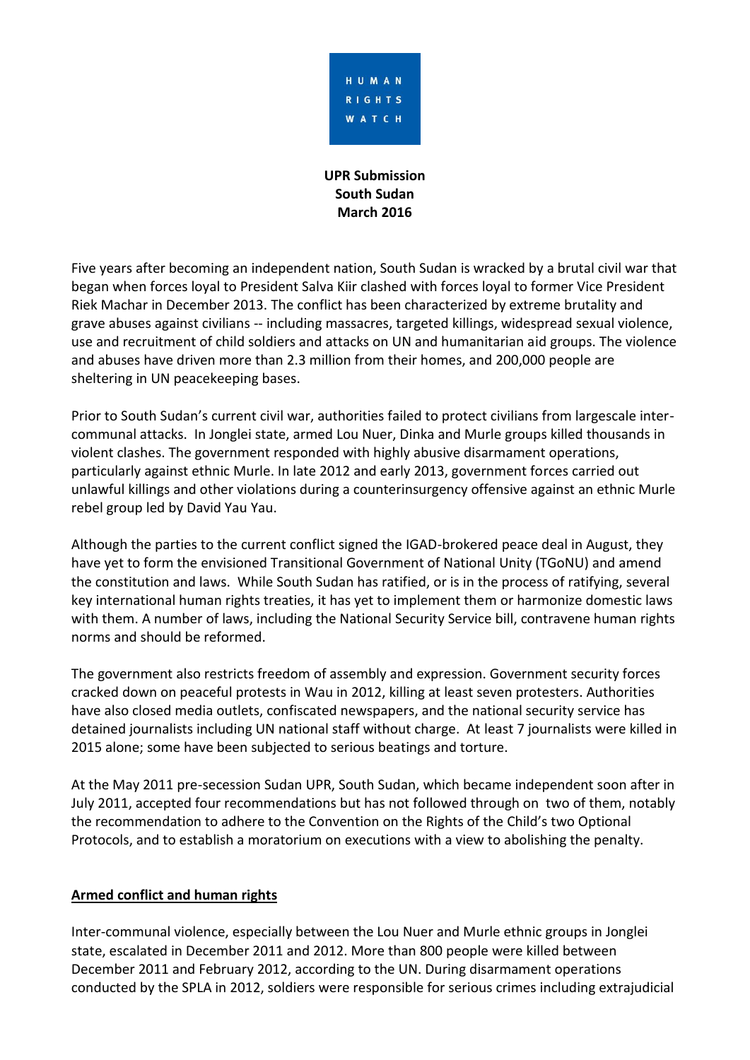HUMAN RIGHTS WATCH

**UPR Submission**
**South Sudan**
**March 2016**

Five years after becoming an independent nation, South Sudan is wracked by a brutal civil war that began when forces loyal to President Salva Kiir clashed with forces loyal to former Vice President Riek Machar in December 2013. The conflict has been characterized by extreme brutality and grave abuses against civilians -- including massacres, targeted killings, widespread sexual violence, use and recruitment of child soldiers and attacks on UN and humanitarian aid groups. The violence and abuses have driven more than 2.3 million from their homes, and 200,000 people are sheltering in UN peacekeeping bases.

Prior to South Sudan's current civil war, authorities failed to protect civilians from largescale inter-communal attacks. In Jonglei state, armed Lou Nuer, Dinka and Murle groups killed thousands in violent clashes. The government responded with highly abusive disarmament operations, particularly against ethnic Murle. In late 2012 and early 2013, government forces carried out unlawful killings and other violations during a counterinsurgency offensive against an ethnic Murle rebel group led by David Yau Yau.

Although the parties to the current conflict signed the IGAD-brokered peace deal in August, they have yet to form the envisioned Transitional Government of National Unity (TGoNU) and amend the constitution and laws. While South Sudan has ratified, or is in the process of ratifying, several key international human rights treaties, it has yet to implement them or harmonize domestic laws with them. A number of laws, including the National Security Service bill, contravene human rights norms and should be reformed.

The government also restricts freedom of assembly and expression. Government security forces cracked down on peaceful protests in Wau in 2012, killing at least seven protesters. Authorities have also closed media outlets, confiscated newspapers, and the national security service has detained journalists including UN national staff without charge. At least 7 journalists were killed in 2015 alone; some have been subjected to serious beatings and torture.

At the May 2011 pre-secession Sudan UPR, South Sudan, which became independent soon after in July 2011, accepted four recommendations but has not followed through on two of them, notably the recommendation to adhere to the Convention on the Rights of the Child's two Optional Protocols, and to establish a moratorium on executions with a view to abolishing the penalty.

## Armed conflict and human rights

Inter-communal violence, especially between the Lou Nuer and Murle ethnic groups in Jonglei state, escalated in December 2011 and 2012. More than 800 people were killed between December 2011 and February 2012, according to the UN. During disarmament operations conducted by the SPLA in 2012, soldiers were responsible for serious crimes including extrajudicial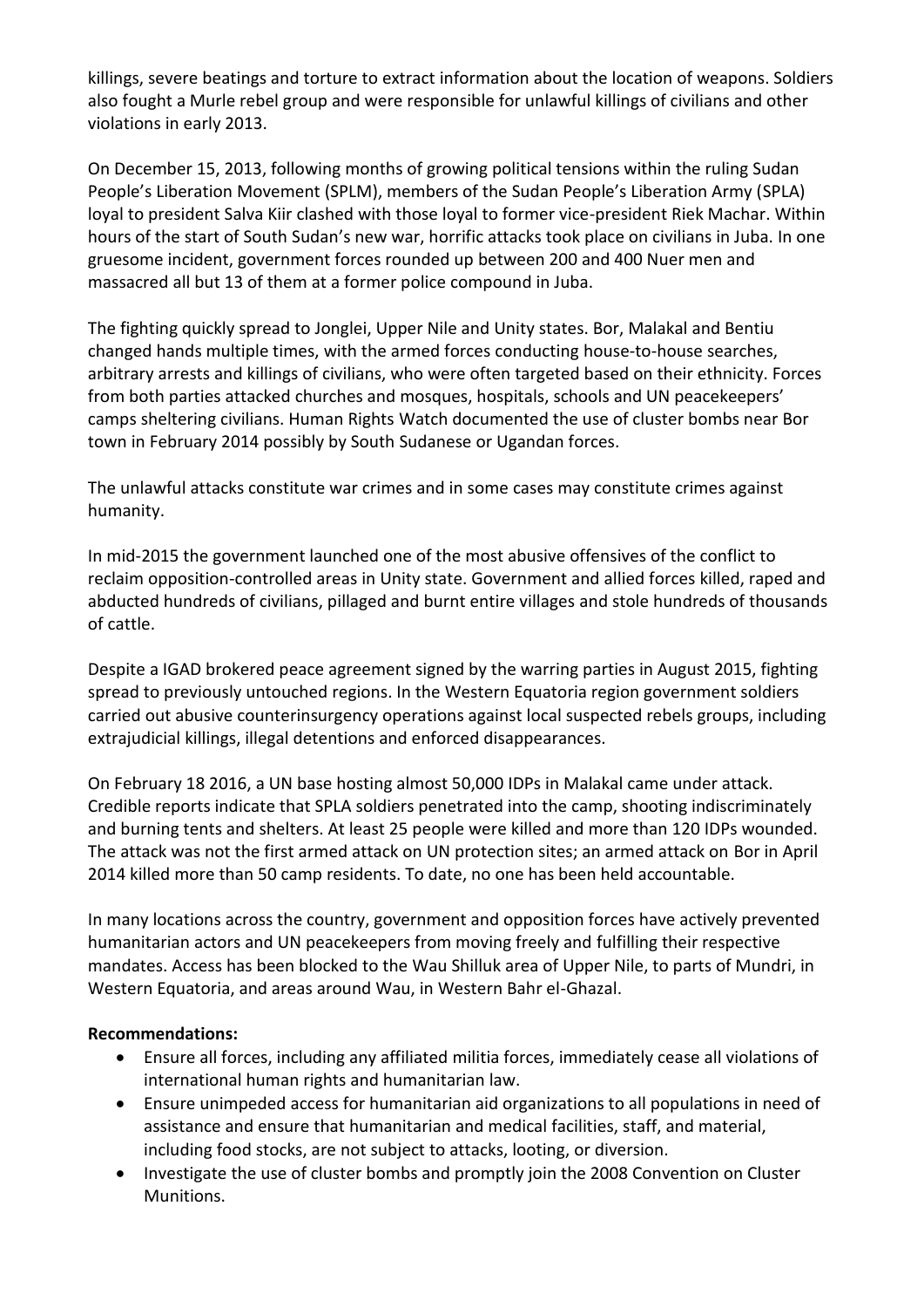killings, severe beatings and torture to extract information about the location of weapons. Soldiers also fought a Murle rebel group and were responsible for unlawful killings of civilians and other violations in early 2013.

On December 15, 2013, following months of growing political tensions within the ruling Sudan People's Liberation Movement (SPLM), members of the Sudan People's Liberation Army (SPLA) loyal to president Salva Kiir clashed with those loyal to former vice-president Riek Machar. Within hours of the start of South Sudan's new war, horrific attacks took place on civilians in Juba. In one gruesome incident, government forces rounded up between 200 and 400 Nuer men and massacred all but 13 of them at a former police compound in Juba.

The fighting quickly spread to Jonglei, Upper Nile and Unity states. Bor, Malakal and Bentiu changed hands multiple times, with the armed forces conducting house-to-house searches, arbitrary arrests and killings of civilians, who were often targeted based on their ethnicity. Forces from both parties attacked churches and mosques, hospitals, schools and UN peacekeepers' camps sheltering civilians. Human Rights Watch documented the use of cluster bombs near Bor town in February 2014 possibly by South Sudanese or Ugandan forces.

The unlawful attacks constitute war crimes and in some cases may constitute crimes against humanity.

In mid-2015 the government launched one of the most abusive offensives of the conflict to reclaim opposition-controlled areas in Unity state. Government and allied forces killed, raped and abducted hundreds of civilians, pillaged and burnt entire villages and stole hundreds of thousands of cattle.

Despite a IGAD brokered peace agreement signed by the warring parties in August 2015, fighting spread to previously untouched regions. In the Western Equatoria region government soldiers carried out abusive counterinsurgency operations against local suspected rebels groups, including extrajudicial killings, illegal detentions and enforced disappearances.

On February 18 2016, a UN base hosting almost 50,000 IDPs in Malakal came under attack. Credible reports indicate that SPLA soldiers penetrated into the camp, shooting indiscriminately and burning tents and shelters. At least 25 people were killed and more than 120 IDPs wounded. The attack was not the first armed attack on UN protection sites; an armed attack on Bor in April 2014 killed more than 50 camp residents. To date, no one has been held accountable.

In many locations across the country, government and opposition forces have actively prevented humanitarian actors and UN peacekeepers from moving freely and fulfilling their respective mandates. Access has been blocked to the Wau Shilluk area of Upper Nile, to parts of Mundri, in Western Equatoria, and areas around Wau, in Western Bahr el-Ghazal.

**Recommendations:**

- Ensure all forces, including any affiliated militia forces, immediately cease all violations of international human rights and humanitarian law.
- Ensure unimpeded access for humanitarian aid organizations to all populations in need of assistance and ensure that humanitarian and medical facilities, staff, and material, including food stocks, are not subject to attacks, looting, or diversion.
- Investigate the use of cluster bombs and promptly join the 2008 Convention on Cluster Munitions.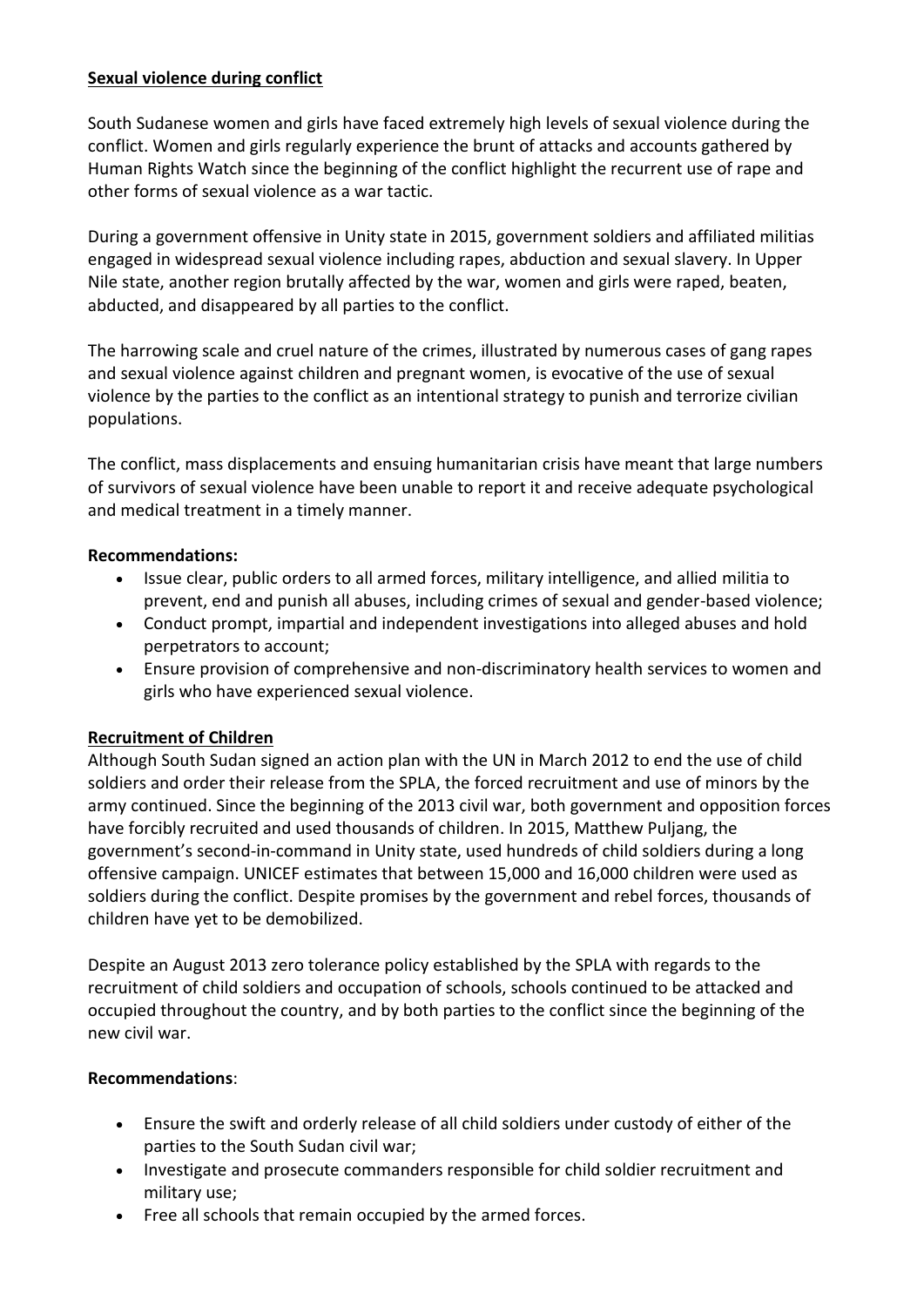## Sexual violence during conflict

South Sudanese women and girls have faced extremely high levels of sexual violence during the conflict. Women and girls regularly experience the brunt of attacks and accounts gathered by Human Rights Watch since the beginning of the conflict highlight the recurrent use of rape and other forms of sexual violence as a war tactic.

During a government offensive in Unity state in 2015, government soldiers and affiliated militias engaged in widespread sexual violence including rapes, abduction and sexual slavery. In Upper Nile state, another region brutally affected by the war, women and girls were raped, beaten, abducted, and disappeared by all parties to the conflict.

The harrowing scale and cruel nature of the crimes, illustrated by numerous cases of gang rapes and sexual violence against children and pregnant women, is evocative of the use of sexual violence by the parties to the conflict as an intentional strategy to punish and terrorize civilian populations.

The conflict, mass displacements and ensuing humanitarian crisis have meant that large numbers of survivors of sexual violence have been unable to report it and receive adequate psychological and medical treatment in a timely manner.

**Recommendations:**

- Issue clear, public orders to all armed forces, military intelligence, and allied militia to prevent, end and punish all abuses, including crimes of sexual and gender-based violence;
- Conduct prompt, impartial and independent investigations into alleged abuses and hold perpetrators to account;
- Ensure provision of comprehensive and non-discriminatory health services to women and girls who have experienced sexual violence.

## Recruitment of Children

Although South Sudan signed an action plan with the UN in March 2012 to end the use of child soldiers and order their release from the SPLA, the forced recruitment and use of minors by the army continued. Since the beginning of the 2013 civil war, both government and opposition forces have forcibly recruited and used thousands of children. In 2015, Matthew Puljang, the government's second-in-command in Unity state, used hundreds of child soldiers during a long offensive campaign. UNICEF estimates that between 15,000 and 16,000 children were used as soldiers during the conflict. Despite promises by the government and rebel forces, thousands of children have yet to be demobilized.

Despite an August 2013 zero tolerance policy established by the SPLA with regards to the recruitment of child soldiers and occupation of schools, schools continued to be attacked and occupied throughout the country, and by both parties to the conflict since the beginning of the new civil war.

**Recommendations**:

- Ensure the swift and orderly release of all child soldiers under custody of either of the parties to the South Sudan civil war;
- Investigate and prosecute commanders responsible for child soldier recruitment and military use;
- Free all schools that remain occupied by the armed forces.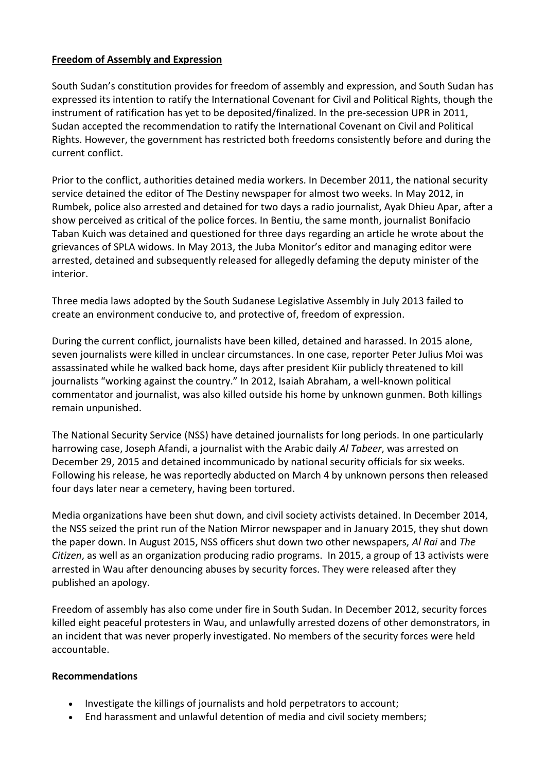## Freedom of Assembly and Expression

South Sudan's constitution provides for freedom of assembly and expression, and South Sudan has expressed its intention to ratify the International Covenant for Civil and Political Rights, though the instrument of ratification has yet to be deposited/finalized. In the pre-secession UPR in 2011, Sudan accepted the recommendation to ratify the International Covenant on Civil and Political Rights. However, the government has restricted both freedoms consistently before and during the current conflict.

Prior to the conflict, authorities detained media workers. In December 2011, the national security service detained the editor of The Destiny newspaper for almost two weeks. In May 2012, in Rumbek, police also arrested and detained for two days a radio journalist, Ayak Dhieu Apar, after a show perceived as critical of the police forces. In Bentiu, the same month, journalist Bonifacio Taban Kuich was detained and questioned for three days regarding an article he wrote about the grievances of SPLA widows. In May 2013, the Juba Monitor's editor and managing editor were arrested, detained and subsequently released for allegedly defaming the deputy minister of the interior.

Three media laws adopted by the South Sudanese Legislative Assembly in July 2013 failed to create an environment conducive to, and protective of, freedom of expression.

During the current conflict, journalists have been killed, detained and harassed. In 2015 alone, seven journalists were killed in unclear circumstances. In one case, reporter Peter Julius Moi was assassinated while he walked back home, days after president Kiir publicly threatened to kill journalists "working against the country." In 2012, Isaiah Abraham, a well-known political commentator and journalist, was also killed outside his home by unknown gunmen. Both killings remain unpunished.

The National Security Service (NSS) have detained journalists for long periods. In one particularly harrowing case, Joseph Afandi, a journalist with the Arabic daily *Al Tabeer*, was arrested on December 29, 2015 and detained incommunicado by national security officials for six weeks. Following his release, he was reportedly abducted on March 4 by unknown persons then released four days later near a cemetery, having been tortured.

Media organizations have been shut down, and civil society activists detained. In December 2014, the NSS seized the print run of the Nation Mirror newspaper and in January 2015, they shut down the paper down. In August 2015, NSS officers shut down two other newspapers, *Al Rai* and *The Citizen*, as well as an organization producing radio programs. In 2015, a group of 13 activists were arrested in Wau after denouncing abuses by security forces. They were released after they published an apology.

Freedom of assembly has also come under fire in South Sudan. In December 2012, security forces killed eight peaceful protesters in Wau, and unlawfully arrested dozens of other demonstrators, in an incident that was never properly investigated. No members of the security forces were held accountable.

### Recommendations

- Investigate the killings of journalists and hold perpetrators to account;
- End harassment and unlawful detention of media and civil society members;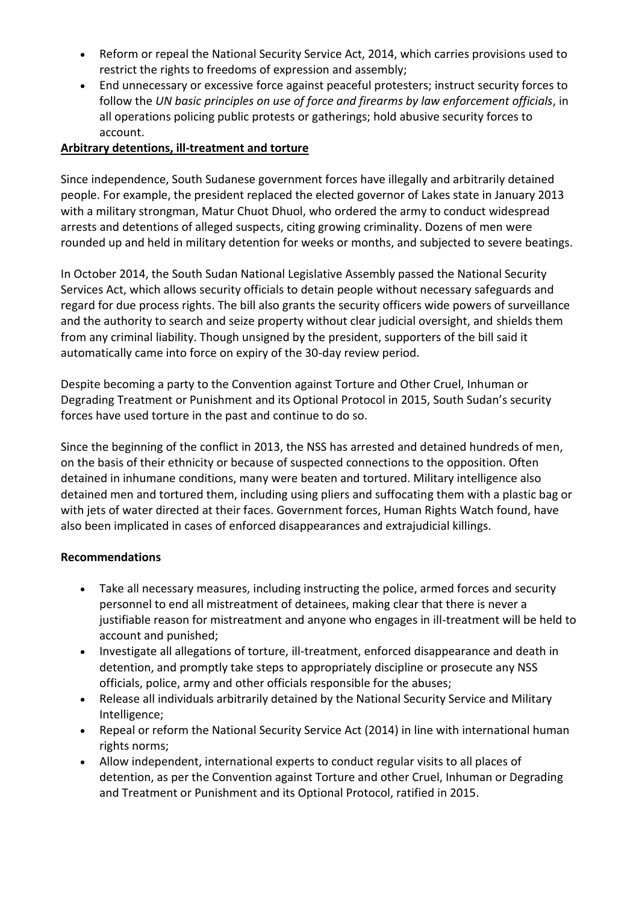- Reform or repeal the National Security Service Act, 2014, which carries provisions used to restrict the rights to freedoms of expression and assembly;
- End unnecessary or excessive force against peaceful protesters; instruct security forces to follow the *UN basic principles on use of force and firearms by law enforcement officials*, in all operations policing public protests or gatherings; hold abusive security forces to account.

## Arbitrary detentions, ill-treatment and torture

Since independence, South Sudanese government forces have illegally and arbitrarily detained people. For example, the president replaced the elected governor of Lakes state in January 2013 with a military strongman, Matur Chuot Dhuol, who ordered the army to conduct widespread arrests and detentions of alleged suspects, citing growing criminality. Dozens of men were rounded up and held in military detention for weeks or months, and subjected to severe beatings.

In October 2014, the South Sudan National Legislative Assembly passed the National Security Services Act, which allows security officials to detain people without necessary safeguards and regard for due process rights. The bill also grants the security officers wide powers of surveillance and the authority to search and seize property without clear judicial oversight, and shields them from any criminal liability. Though unsigned by the president, supporters of the bill said it automatically came into force on expiry of the 30-day review period.

Despite becoming a party to the Convention against Torture and Other Cruel, Inhuman or Degrading Treatment or Punishment and its Optional Protocol in 2015, South Sudan's security forces have used torture in the past and continue to do so.

Since the beginning of the conflict in 2013, the NSS has arrested and detained hundreds of men, on the basis of their ethnicity or because of suspected connections to the opposition. Often detained in inhumane conditions, many were beaten and tortured. Military intelligence also detained men and tortured them, including using pliers and suffocating them with a plastic bag or with jets of water directed at their faces. Government forces, Human Rights Watch found, have also been implicated in cases of enforced disappearances and extrajudicial killings.

### Recommendations

- Take all necessary measures, including instructing the police, armed forces and security personnel to end all mistreatment of detainees, making clear that there is never a justifiable reason for mistreatment and anyone who engages in ill-treatment will be held to account and punished;
- Investigate all allegations of torture, ill-treatment, enforced disappearance and death in detention, and promptly take steps to appropriately discipline or prosecute any NSS officials, police, army and other officials responsible for the abuses;
- Release all individuals arbitrarily detained by the National Security Service and Military Intelligence;
- Repeal or reform the National Security Service Act (2014) in line with international human rights norms;
- Allow independent, international experts to conduct regular visits to all places of detention, as per the Convention against Torture and other Cruel, Inhuman or Degrading and Treatment or Punishment and its Optional Protocol, ratified in 2015.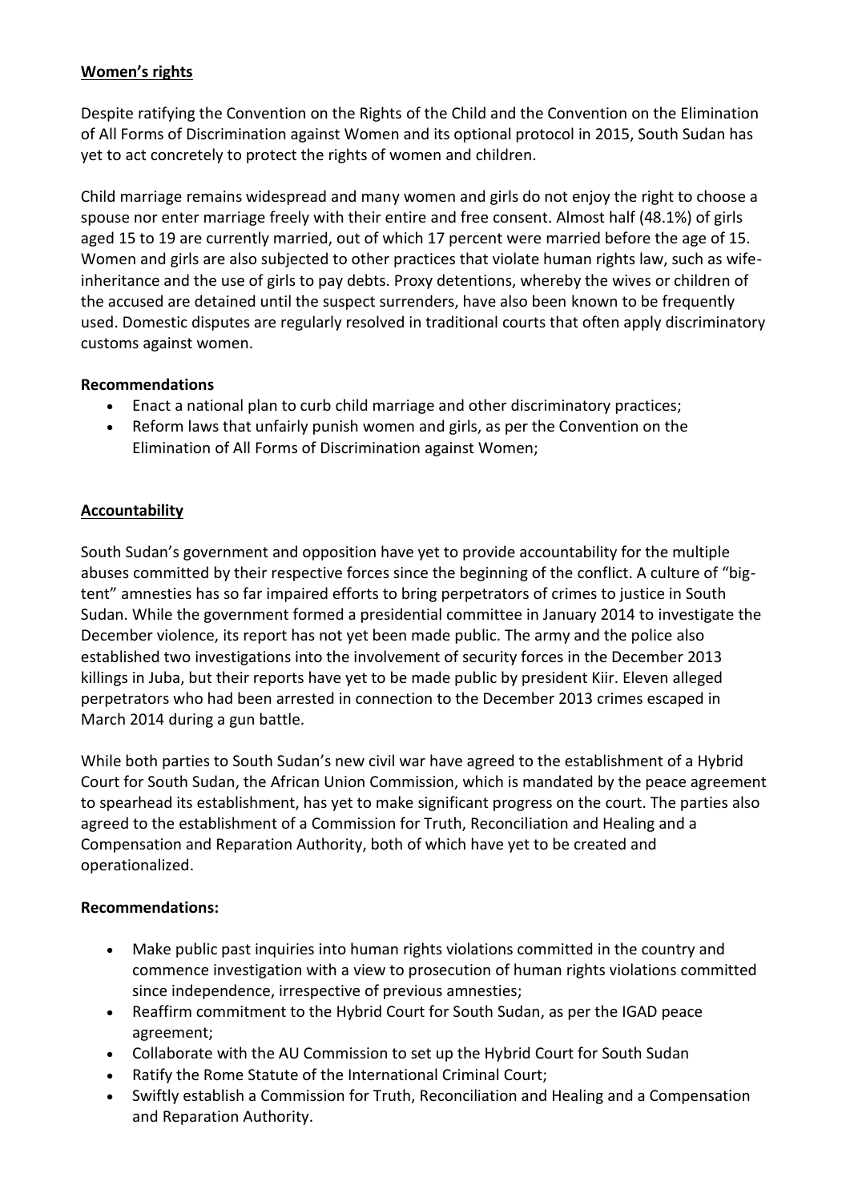## Women's rights

Despite ratifying the Convention on the Rights of the Child and the Convention on the Elimination of All Forms of Discrimination against Women and its optional protocol in 2015, South Sudan has yet to act concretely to protect the rights of women and children.

Child marriage remains widespread and many women and girls do not enjoy the right to choose a spouse nor enter marriage freely with their entire and free consent. Almost half (48.1%) of girls aged 15 to 19 are currently married, out of which 17 percent were married before the age of 15. Women and girls are also subjected to other practices that violate human rights law, such as wife-inheritance and the use of girls to pay debts. Proxy detentions, whereby the wives or children of the accused are detained until the suspect surrenders, have also been known to be frequently used. Domestic disputes are regularly resolved in traditional courts that often apply discriminatory customs against women.

**Recommendations**

- Enact a national plan to curb child marriage and other discriminatory practices;
- Reform laws that unfairly punish women and girls, as per the Convention on the Elimination of All Forms of Discrimination against Women;

## Accountability

South Sudan's government and opposition have yet to provide accountability for the multiple abuses committed by their respective forces since the beginning of the conflict. A culture of "big-tent" amnesties has so far impaired efforts to bring perpetrators of crimes to justice in South Sudan. While the government formed a presidential committee in January 2014 to investigate the December violence, its report has not yet been made public. The army and the police also established two investigations into the involvement of security forces in the December 2013 killings in Juba, but their reports have yet to be made public by president Kiir. Eleven alleged perpetrators who had been arrested in connection to the December 2013 crimes escaped in March 2014 during a gun battle.

While both parties to South Sudan's new civil war have agreed to the establishment of a Hybrid Court for South Sudan, the African Union Commission, which is mandated by the peace agreement to spearhead its establishment, has yet to make significant progress on the court. The parties also agreed to the establishment of a Commission for Truth, Reconciliation and Healing and a Compensation and Reparation Authority, both of which have yet to be created and operationalized.

**Recommendations:**

- Make public past inquiries into human rights violations committed in the country and commence investigation with a view to prosecution of human rights violations committed since independence, irrespective of previous amnesties;
- Reaffirm commitment to the Hybrid Court for South Sudan, as per the IGAD peace agreement;
- Collaborate with the AU Commission to set up the Hybrid Court for South Sudan
- Ratify the Rome Statute of the International Criminal Court;
- Swiftly establish a Commission for Truth, Reconciliation and Healing and a Compensation and Reparation Authority.